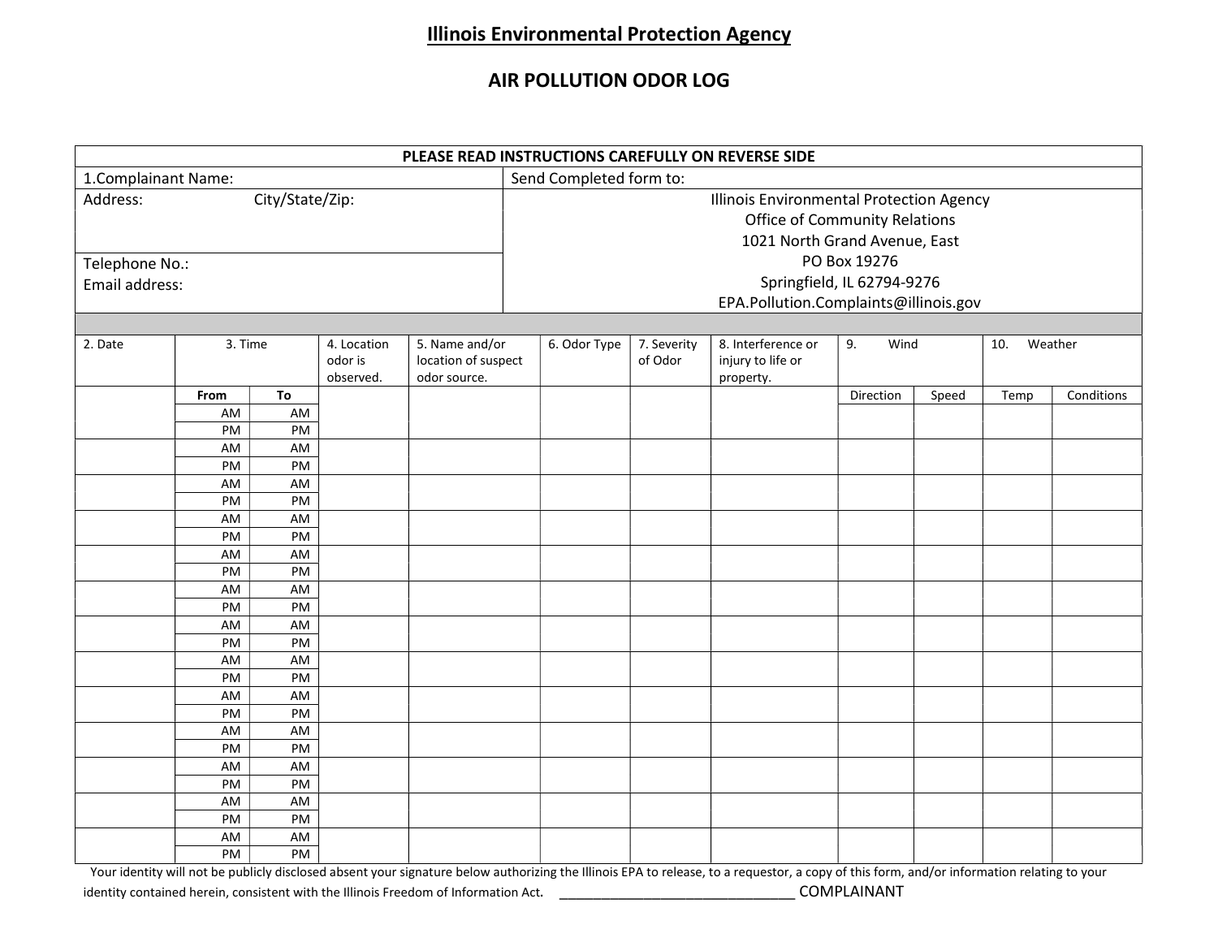# Illinois Environmental Protection Agency

## AIR POLLUTION ODOR LOG

**PLEASE READ INSTRUCTIONS CAREFULLY ON REVERSE SIDE**

| 1.Complainant Name: | Send Completed form to: |
|---|---|
| Address: City/State/Zip: | Illinois Environmental Protection Agency<br>Office of Community Relations<br>1021 North Grand Avenue, East<br>PO Box 19276<br>Springfield, IL 62794-9276<br>EPA.Pollution.Complaints@illinois.gov |
| Telephone No.:<br>Email address: | |

| 2. Date | 3. Time | | 4. Location odor is observed. | 5. Name and/or location of suspect odor source. | 6. Odor Type | 7. Severity of Odor | 8. Interference or injury to life or property. | 9. Wind | | 10. Weather | |
|---|---|---|---|---|---|---|---|---|---|---|---|
| | From | To | | | | | | Direction | Speed | Temp | Conditions |
| | AM<br>PM | AM<br>PM | | | | | | | | | |
| | AM<br>PM | AM<br>PM | | | | | | | | | |
| | AM<br>PM | AM<br>PM | | | | | | | | | |
| | AM<br>PM | AM<br>PM | | | | | | | | | |
| | AM<br>PM | AM<br>PM | | | | | | | | | |
| | AM<br>PM | AM<br>PM | | | | | | | | | |
| | AM<br>PM | AM<br>PM | | | | | | | | | |
| | AM<br>PM | AM<br>PM | | | | | | | | | |
| | AM<br>PM | AM<br>PM | | | | | | | | | |
| | AM<br>PM | AM<br>PM | | | | | | | | | |
| | AM<br>PM | AM<br>PM | | | | | | | | | |
| | AM<br>PM | AM<br>PM | | | | | | | | | |
| | AM<br>PM | AM<br>PM | | | | | | | | | |

Your identity will not be publicly disclosed absent your signature below authorizing the Illinois EPA to release, to a requestor, a copy of this form, and/or information relating to your identity contained herein, consistent with the Illinois Freedom of Information Act. ______________________________ COMPLAINANT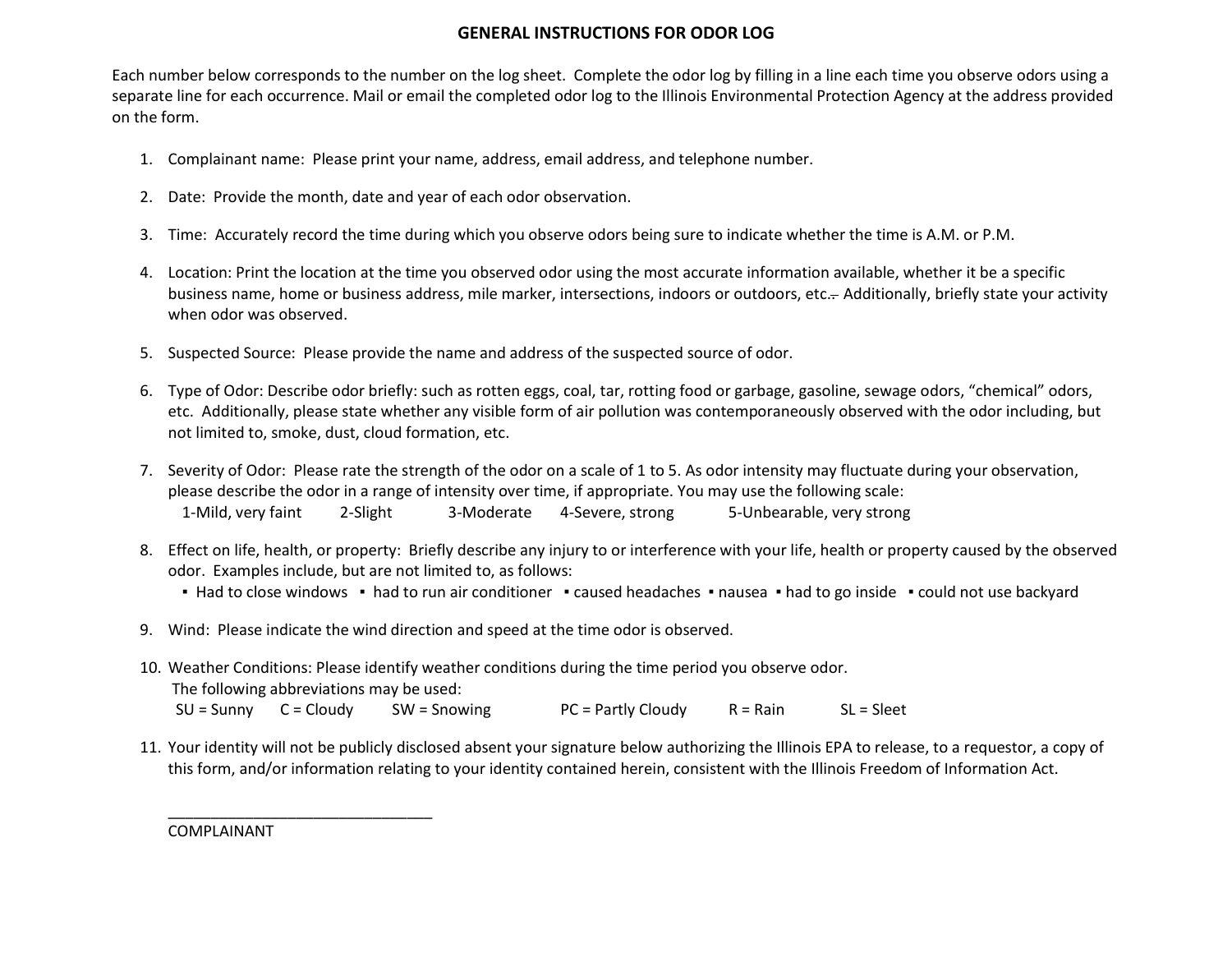## GENERAL INSTRUCTIONS FOR ODOR LOG

Each number below corresponds to the number on the log sheet. Complete the odor log by filling in a line each time you observe odors using a separate line for each occurrence. Mail or email the completed odor log to the Illinois Environmental Protection Agency at the address provided on the form.

1. Complainant name: Please print your name, address, email address, and telephone number.
2. Date: Provide the month, date and year of each odor observation.
3. Time: Accurately record the time during which you observe odors being sure to indicate whether the time is A.M. or P.M.
4. Location: Print the location at the time you observed odor using the most accurate information available, whether it be a specific business name, home or business address, mile marker, intersections, indoors or outdoors, etc. Additionally, briefly state your activity when odor was observed.
5. Suspected Source: Please provide the name and address of the suspected source of odor.
6. Type of Odor: Describe odor briefly: such as rotten eggs, coal, tar, rotting food or garbage, gasoline, sewage odors, "chemical" odors, etc. Additionally, please state whether any visible form of air pollution was contemporaneously observed with the odor including, but not limited to, smoke, dust, cloud formation, etc.
7. Severity of Odor: Please rate the strength of the odor on a scale of 1 to 5. As odor intensity may fluctuate during your observation, please describe the odor in a range of intensity over time, if appropriate. You may use the following scale:
   1-Mild, very faint   2-Slight   3-Moderate   4-Severe, strong   5-Unbearable, very strong
8. Effect on life, health, or property: Briefly describe any injury to or interference with your life, health or property caused by the observed odor. Examples include, but are not limited to, as follows:
   ▪ Had to close windows ▪ had to run air conditioner ▪ caused headaches ▪ nausea ▪ had to go inside ▪ could not use backyard
9. Wind: Please indicate the wind direction and speed at the time odor is observed.
10. Weather Conditions: Please identify weather conditions during the time period you observe odor.
    The following abbreviations may be used:
    SU = Sunny   C = Cloudy   SW = Snowing   PC = Partly Cloudy   R = Rain   SL = Sleet
11. Your identity will not be publicly disclosed absent your signature below authorizing the Illinois EPA to release, to a requestor, a copy of this form, and/or information relating to your identity contained herein, consistent with the Illinois Freedom of Information Act.

______________________________
COMPLAINANT